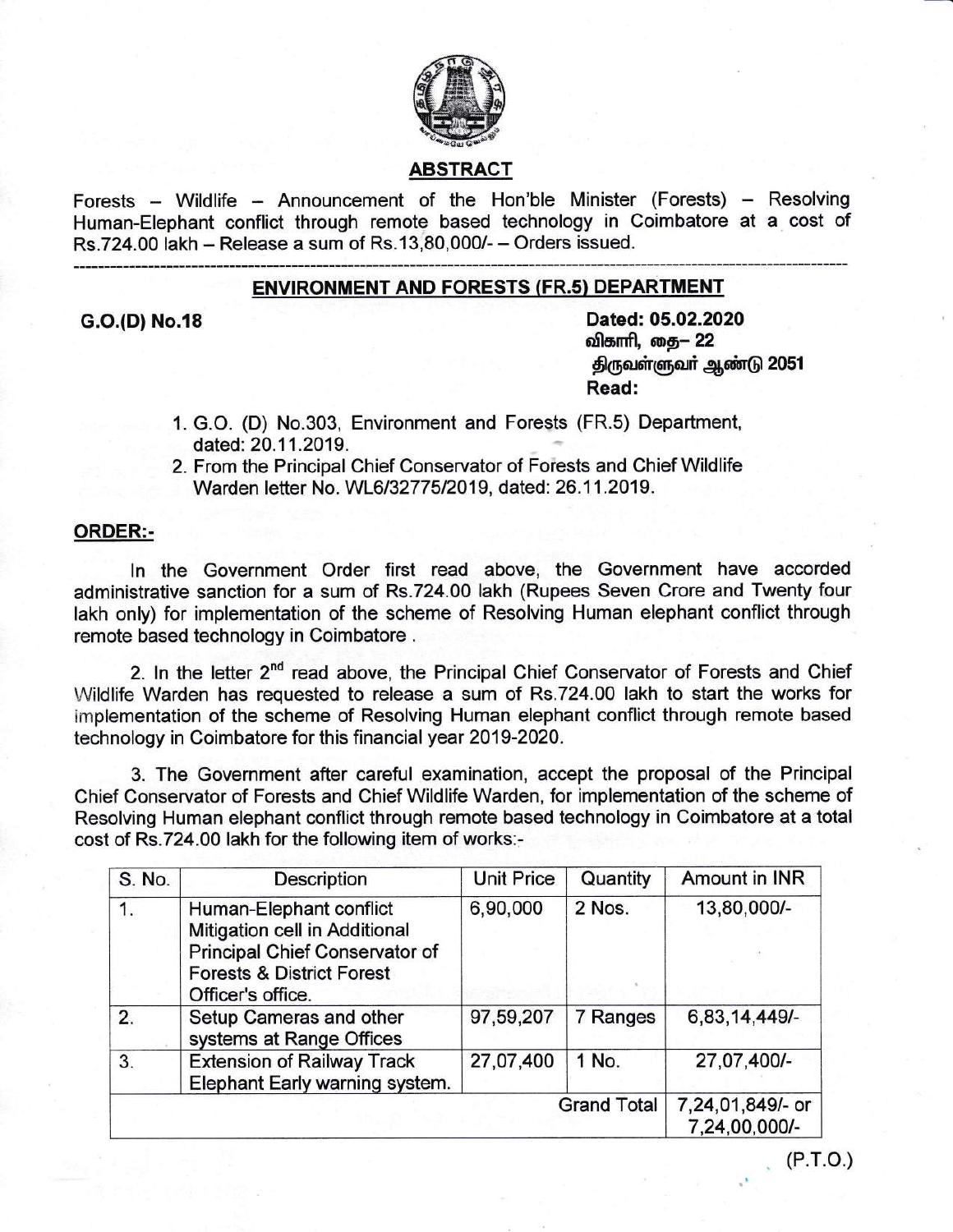## ABSTRACT

Forests – Wildlife – Announcement of the Hon'ble Minister (Forests) – Resolving Human-Elephant conflict through remote based technology in Coimbatore at a cost of Rs.724.00 lakh – Release a sum of Rs.13,80,000/- – Orders issued.

---

## ENVIRONMENT AND FORESTS (FR.5) DEPARTMENT

**G.O.(D) No.18**

**Dated: 05.02.2020**
**விகாரி, தை– 22**
**திருவள்ளுவர் ஆண்டு 2051**
**Read:**

1. G.O. (D) No.303, Environment and Forests (FR.5) Department, dated: 20.11.2019.
2. From the Principal Chief Conservator of Forests and Chief Wildlife Warden letter No. WL6/32775/2019, dated: 26.11.2019.

**ORDER:-**

In the Government Order first read above, the Government have accorded administrative sanction for a sum of Rs.724.00 lakh (Rupees Seven Crore and Twenty four lakh only) for implementation of the scheme of Resolving Human elephant conflict through remote based technology in Coimbatore .

2. In the letter 2nd read above, the Principal Chief Conservator of Forests and Chief Wildlife Warden has requested to release a sum of Rs.724.00 lakh to start the works for implementation of the scheme of Resolving Human elephant conflict through remote based technology in Coimbatore for this financial year 2019-2020.

3. The Government after careful examination, accept the proposal of the Principal Chief Conservator of Forests and Chief Wildlife Warden, for implementation of the scheme of Resolving Human elephant conflict through remote based technology in Coimbatore at a total cost of Rs.724.00 lakh for the following item of works:-

| S. No. | Description | Unit Price | Quantity | Amount in INR |
|---|---|---|---|---|
| 1. | Human-Elephant conflict Mitigation cell in Additional Principal Chief Conservator of Forests & District Forest Officer's office. | 6,90,000 | 2 Nos. | 13,80,000/- |
| 2. | Setup Cameras and other systems at Range Offices | 97,59,207 | 7 Ranges | 6,83,14,449/- |
| 3. | Extension of Railway Track Elephant Early warning system. | 27,07,400 | 1 No. | 27,07,400/- |
| | | | Grand Total | 7,24,01,849/- or 7,24,00,000/- |

(P.T.O.)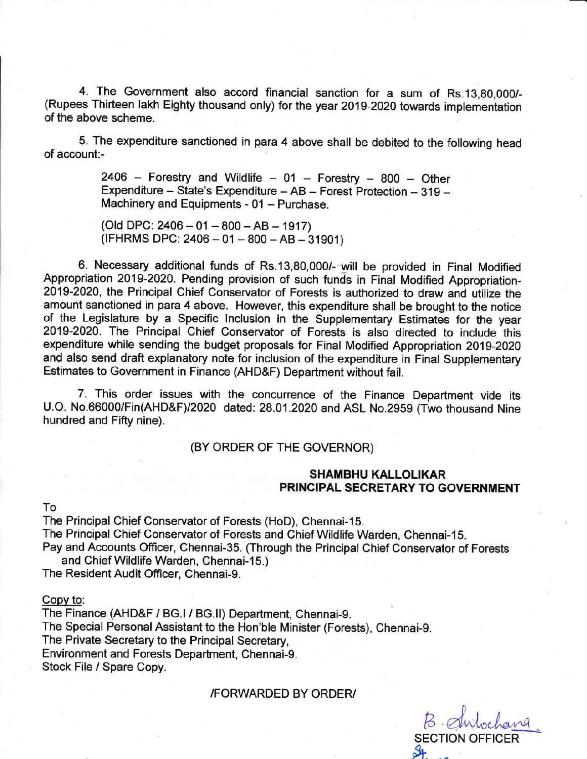4. The Government also accord financial sanction for a sum of Rs.13,80,000/- (Rupees Thirteen lakh Eighty thousand only) for the year 2019-2020 towards implementation of the above scheme.

5. The expenditure sanctioned in para 4 above shall be debited to the following head of account:-

> 2406 – Forestry and Wildlife – 01 – Forestry – 800 – Other Expenditure – State's Expenditure – AB – Forest Protection – 319 – Machinery and Equipments - 01 – Purchase.
>
> (Old DPC: 2406 – 01 – 800 – AB – 1917)
> (IFHRMS DPC: 2406 – 01 – 800 – AB – 31901)

6. Necessary additional funds of Rs.13,80,000/- will be provided in Final Modified Appropriation 2019-2020. Pending provision of such funds in Final Modified Appropriation-2019-2020, the Principal Chief Conservator of Forests is authorized to draw and utilize the amount sanctioned in para 4 above. However, this expenditure shall be brought to the notice of the Legislature by a Specific Inclusion in the Supplementary Estimates for the year 2019-2020. The Principal Chief Conservator of Forests is also directed to include this expenditure while sending the budget proposals for Final Modified Appropriation 2019-2020 and also send draft explanatory note for inclusion of the expenditure in Final Supplementary Estimates to Government in Finance (AHD&F) Department without fail.

7. This order issues with the concurrence of the Finance Department vide its U.O. No.66000/Fin(AHD&F)/2020 dated: 28.01.2020 and ASL No.2959 (Two thousand Nine hundred and Fifty nine).

(BY ORDER OF THE GOVERNOR)

**SHAMBHU KALLOLIKAR**
**PRINCIPAL SECRETARY TO GOVERNMENT**

To

The Principal Chief Conservator of Forests (HoD), Chennai-15.
The Principal Chief Conservator of Forests and Chief Wildlife Warden, Chennai-15.
Pay and Accounts Officer, Chennai-35. (Through the Principal Chief Conservator of Forests and Chief Wildlife Warden, Chennai-15.)
The Resident Audit Officer, Chennai-9.

Copy to:

The Finance (AHD&F / BG.I / BG.II) Department, Chennai-9.
The Special Personal Assistant to the Hon'ble Minister (Forests), Chennai-9.
The Private Secretary to the Principal Secretary,
Environment and Forests Department, Chennai-9.
Stock File / Spare Copy.

/FORWARDED BY ORDER/

B. Sulochana
SECTION OFFICER